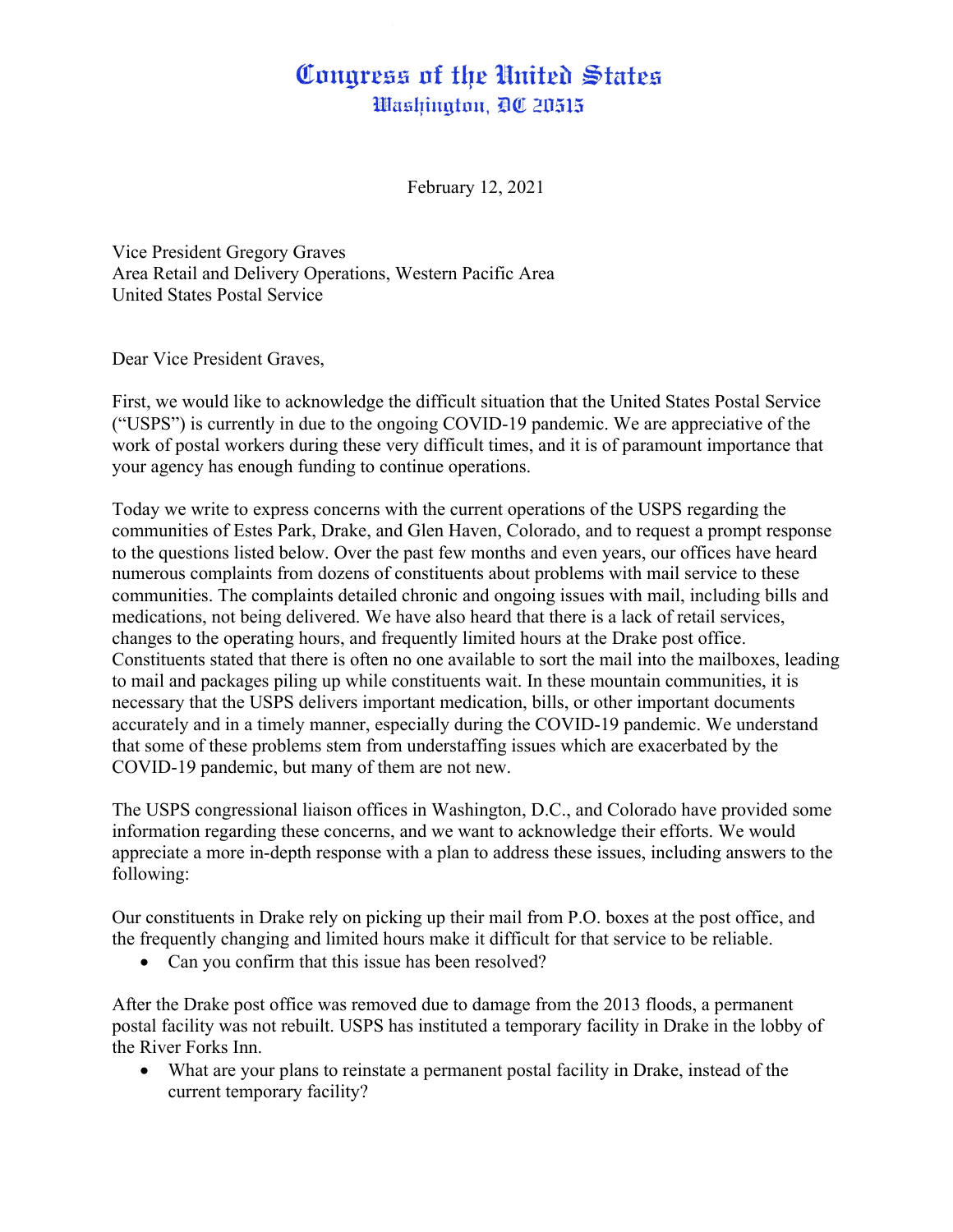# Congress of the United States
## Washington, DC 20515

February 12, 2021

Vice President Gregory Graves
Area Retail and Delivery Operations, Western Pacific Area
United States Postal Service

Dear Vice President Graves,

First, we would like to acknowledge the difficult situation that the United States Postal Service ("USPS") is currently in due to the ongoing COVID-19 pandemic. We are appreciative of the work of postal workers during these very difficult times, and it is of paramount importance that your agency has enough funding to continue operations.

Today we write to express concerns with the current operations of the USPS regarding the communities of Estes Park, Drake, and Glen Haven, Colorado, and to request a prompt response to the questions listed below. Over the past few months and even years, our offices have heard numerous complaints from dozens of constituents about problems with mail service to these communities. The complaints detailed chronic and ongoing issues with mail, including bills and medications, not being delivered. We have also heard that there is a lack of retail services, changes to the operating hours, and frequently limited hours at the Drake post office. Constituents stated that there is often no one available to sort the mail into the mailboxes, leading to mail and packages piling up while constituents wait. In these mountain communities, it is necessary that the USPS delivers important medication, bills, or other important documents accurately and in a timely manner, especially during the COVID-19 pandemic. We understand that some of these problems stem from understaffing issues which are exacerbated by the COVID-19 pandemic, but many of them are not new.

The USPS congressional liaison offices in Washington, D.C., and Colorado have provided some information regarding these concerns, and we want to acknowledge their efforts. We would appreciate a more in-depth response with a plan to address these issues, including answers to the following:

Our constituents in Drake rely on picking up their mail from P.O. boxes at the post office, and the frequently changing and limited hours make it difficult for that service to be reliable.

- Can you confirm that this issue has been resolved?

After the Drake post office was removed due to damage from the 2013 floods, a permanent postal facility was not rebuilt. USPS has instituted a temporary facility in Drake in the lobby of the River Forks Inn.

- What are your plans to reinstate a permanent postal facility in Drake, instead of the current temporary facility?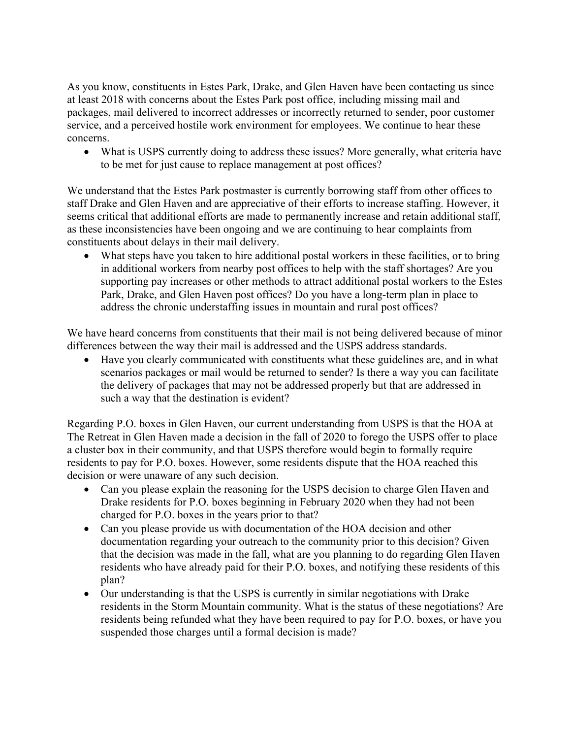As you know, constituents in Estes Park, Drake, and Glen Haven have been contacting us since at least 2018 with concerns about the Estes Park post office, including missing mail and packages, mail delivered to incorrect addresses or incorrectly returned to sender, poor customer service, and a perceived hostile work environment for employees. We continue to hear these concerns.

- What is USPS currently doing to address these issues? More generally, what criteria have to be met for just cause to replace management at post offices?

We understand that the Estes Park postmaster is currently borrowing staff from other offices to staff Drake and Glen Haven and are appreciative of their efforts to increase staffing. However, it seems critical that additional efforts are made to permanently increase and retain additional staff, as these inconsistencies have been ongoing and we are continuing to hear complaints from constituents about delays in their mail delivery.

- What steps have you taken to hire additional postal workers in these facilities, or to bring in additional workers from nearby post offices to help with the staff shortages? Are you supporting pay increases or other methods to attract additional postal workers to the Estes Park, Drake, and Glen Haven post offices? Do you have a long-term plan in place to address the chronic understaffing issues in mountain and rural post offices?

We have heard concerns from constituents that their mail is not being delivered because of minor differences between the way their mail is addressed and the USPS address standards.

- Have you clearly communicated with constituents what these guidelines are, and in what scenarios packages or mail would be returned to sender? Is there a way you can facilitate the delivery of packages that may not be addressed properly but that are addressed in such a way that the destination is evident?

Regarding P.O. boxes in Glen Haven, our current understanding from USPS is that the HOA at The Retreat in Glen Haven made a decision in the fall of 2020 to forego the USPS offer to place a cluster box in their community, and that USPS therefore would begin to formally require residents to pay for P.O. boxes. However, some residents dispute that the HOA reached this decision or were unaware of any such decision.

- Can you please explain the reasoning for the USPS decision to charge Glen Haven and Drake residents for P.O. boxes beginning in February 2020 when they had not been charged for P.O. boxes in the years prior to that?
- Can you please provide us with documentation of the HOA decision and other documentation regarding your outreach to the community prior to this decision? Given that the decision was made in the fall, what are you planning to do regarding Glen Haven residents who have already paid for their P.O. boxes, and notifying these residents of this plan?
- Our understanding is that the USPS is currently in similar negotiations with Drake residents in the Storm Mountain community. What is the status of these negotiations? Are residents being refunded what they have been required to pay for P.O. boxes, or have you suspended those charges until a formal decision is made?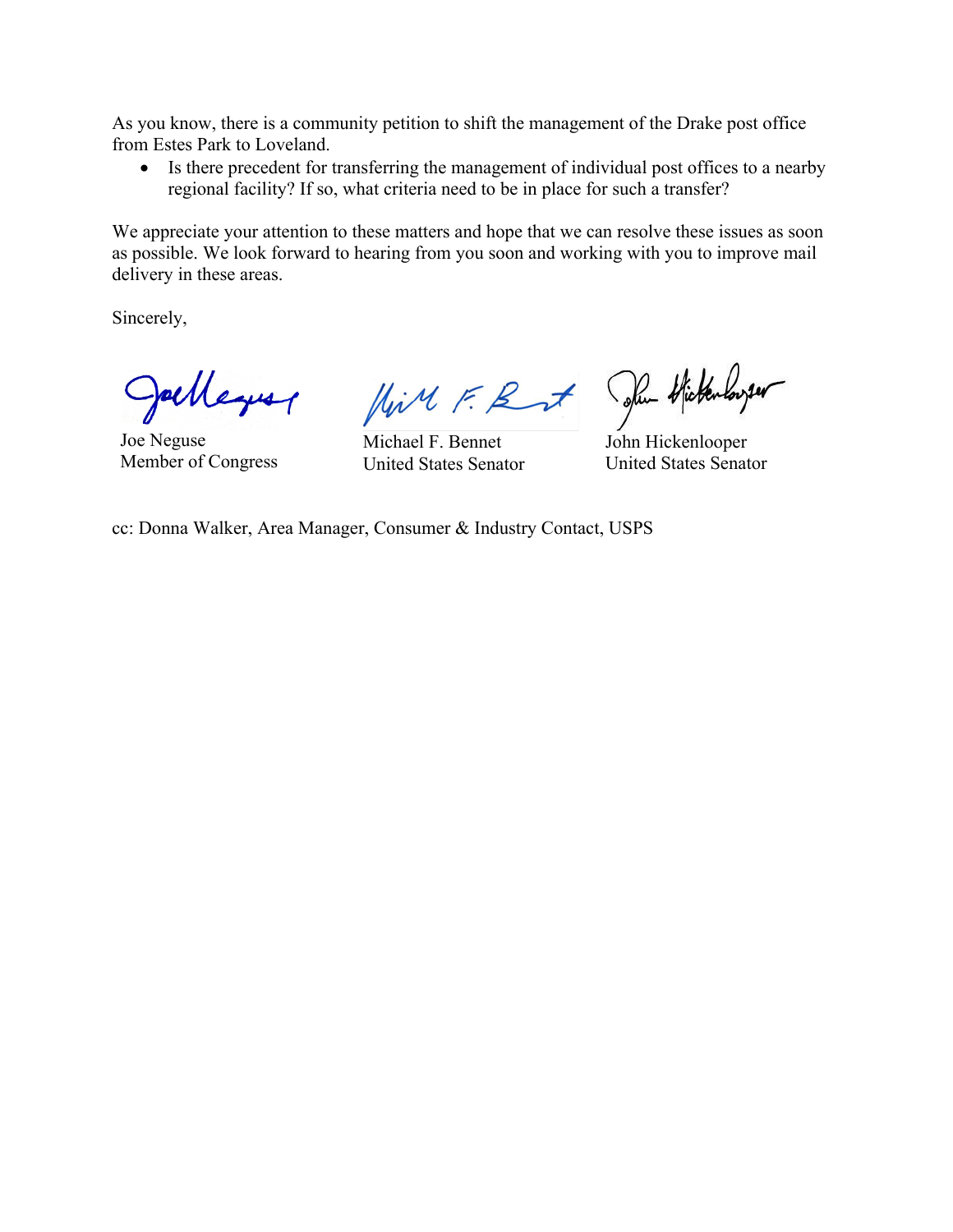As you know, there is a community petition to shift the management of the Drake post office from Estes Park to Loveland.

- Is there precedent for transferring the management of individual post offices to a nearby regional facility? If so, what criteria need to be in place for such a transfer?

We appreciate your attention to these matters and hope that we can resolve these issues as soon as possible. We look forward to hearing from you soon and working with you to improve mail delivery in these areas.

Sincerely,

| | | |
|---|---|---|
| Joe Neguse<br>Member of Congress | Michael F. Bennet<br>United States Senator | John Hickenlooper<br>United States Senator |

cc: Donna Walker, Area Manager, Consumer & Industry Contact, USPS